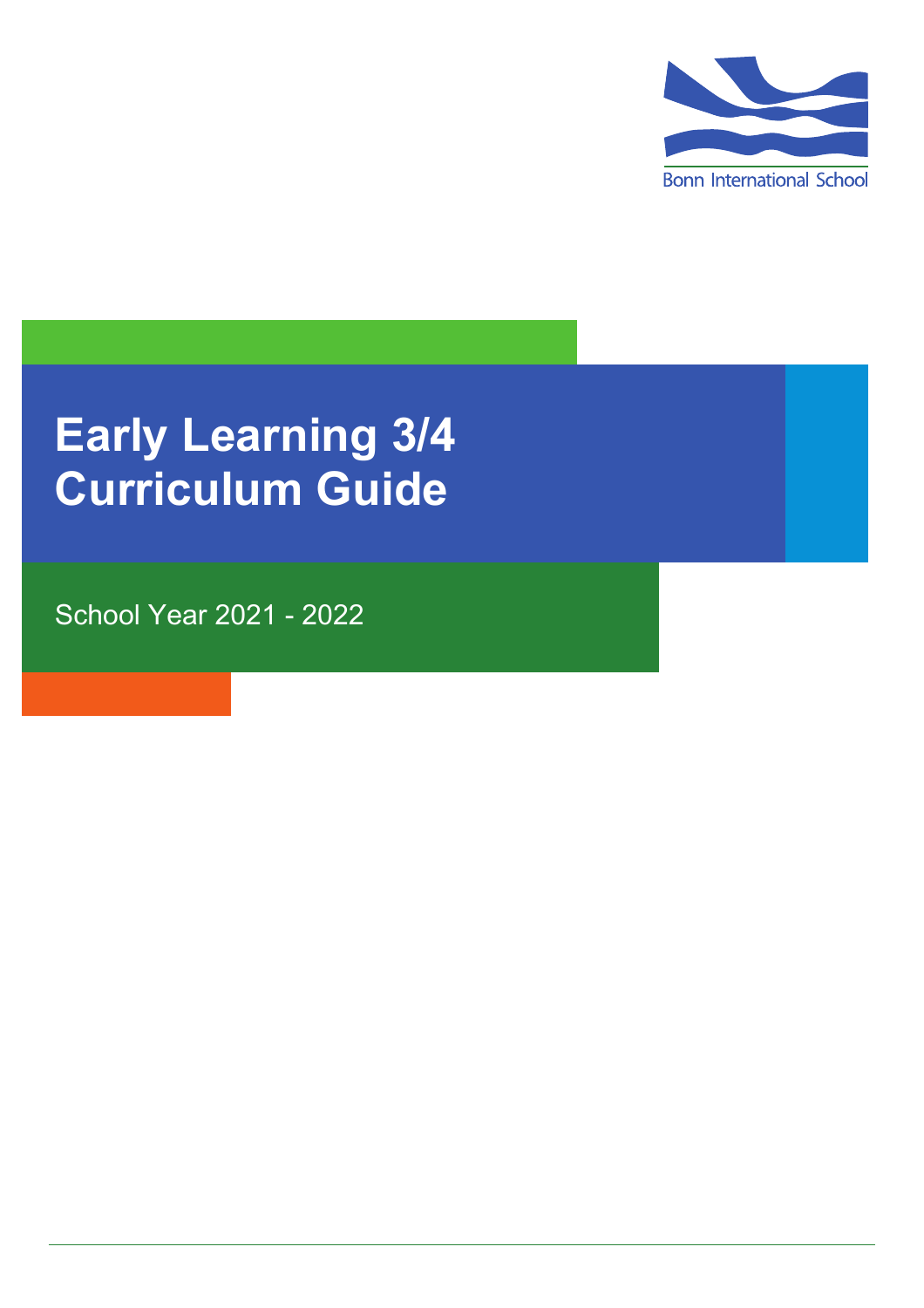Bonn International School

# Early Learning 3/4 Curriculum Guide

School Year 2021 - 2022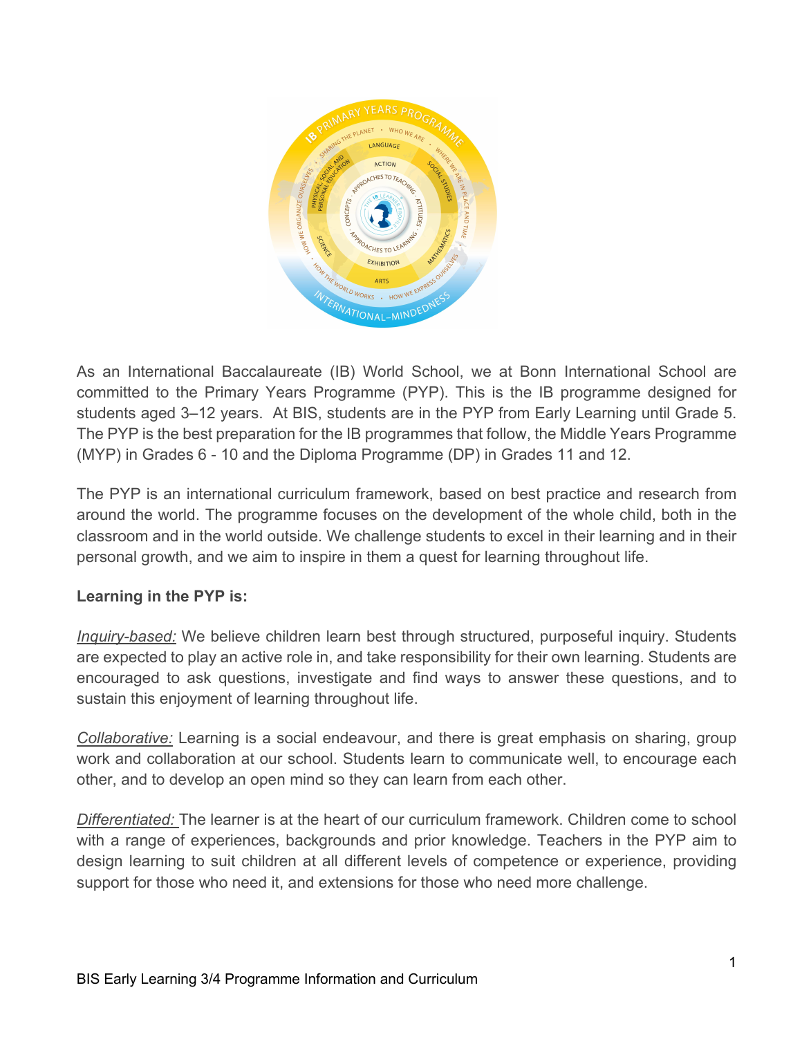As an International Baccalaureate (IB) World School, we at Bonn International School are committed to the Primary Years Programme (PYP). This is the IB programme designed for students aged 3–12 years. At BIS, students are in the PYP from Early Learning until Grade 5. The PYP is the best preparation for the IB programmes that follow, the Middle Years Programme (MYP) in Grades 6 - 10 and the Diploma Programme (DP) in Grades 11 and 12.

The PYP is an international curriculum framework, based on best practice and research from around the world. The programme focuses on the development of the whole child, both in the classroom and in the world outside. We challenge students to excel in their learning and in their personal growth, and we aim to inspire in them a quest for learning throughout life.

**Learning in the PYP is:**

*Inquiry-based:* We believe children learn best through structured, purposeful inquiry. Students are expected to play an active role in, and take responsibility for their own learning. Students are encouraged to ask questions, investigate and find ways to answer these questions, and to sustain this enjoyment of learning throughout life.

*Collaborative:* Learning is a social endeavour, and there is great emphasis on sharing, group work and collaboration at our school. Students learn to communicate well, to encourage each other, and to develop an open mind so they can learn from each other.

*Differentiated:* The learner is at the heart of our curriculum framework. Children come to school with a range of experiences, backgrounds and prior knowledge. Teachers in the PYP aim to design learning to suit children at all different levels of competence or experience, providing support for those who need it, and extensions for those who need more challenge.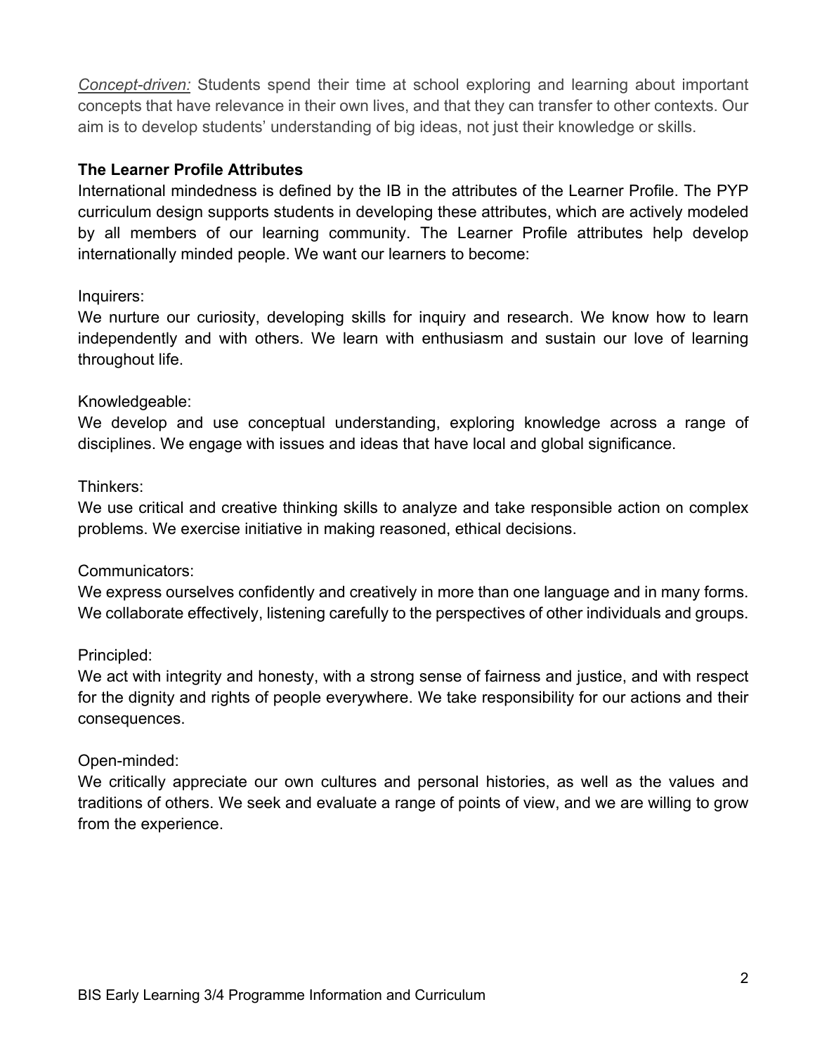*Concept-driven:* Students spend their time at school exploring and learning about important concepts that have relevance in their own lives, and that they can transfer to other contexts. Our aim is to develop students' understanding of big ideas, not just their knowledge or skills.

**The Learner Profile Attributes**

International mindedness is defined by the IB in the attributes of the Learner Profile. The PYP curriculum design supports students in developing these attributes, which are actively modeled by all members of our learning community. The Learner Profile attributes help develop internationally minded people. We want our learners to become:

Inquirers:
We nurture our curiosity, developing skills for inquiry and research. We know how to learn independently and with others. We learn with enthusiasm and sustain our love of learning throughout life.

Knowledgeable:
We develop and use conceptual understanding, exploring knowledge across a range of disciplines. We engage with issues and ideas that have local and global significance.

Thinkers:
We use critical and creative thinking skills to analyze and take responsible action on complex problems. We exercise initiative in making reasoned, ethical decisions.

Communicators:
We express ourselves confidently and creatively in more than one language and in many forms. We collaborate effectively, listening carefully to the perspectives of other individuals and groups.

Principled:
We act with integrity and honesty, with a strong sense of fairness and justice, and with respect for the dignity and rights of people everywhere. We take responsibility for our actions and their consequences.

Open-minded:
We critically appreciate our own cultures and personal histories, as well as the values and traditions of others. We seek and evaluate a range of points of view, and we are willing to grow from the experience.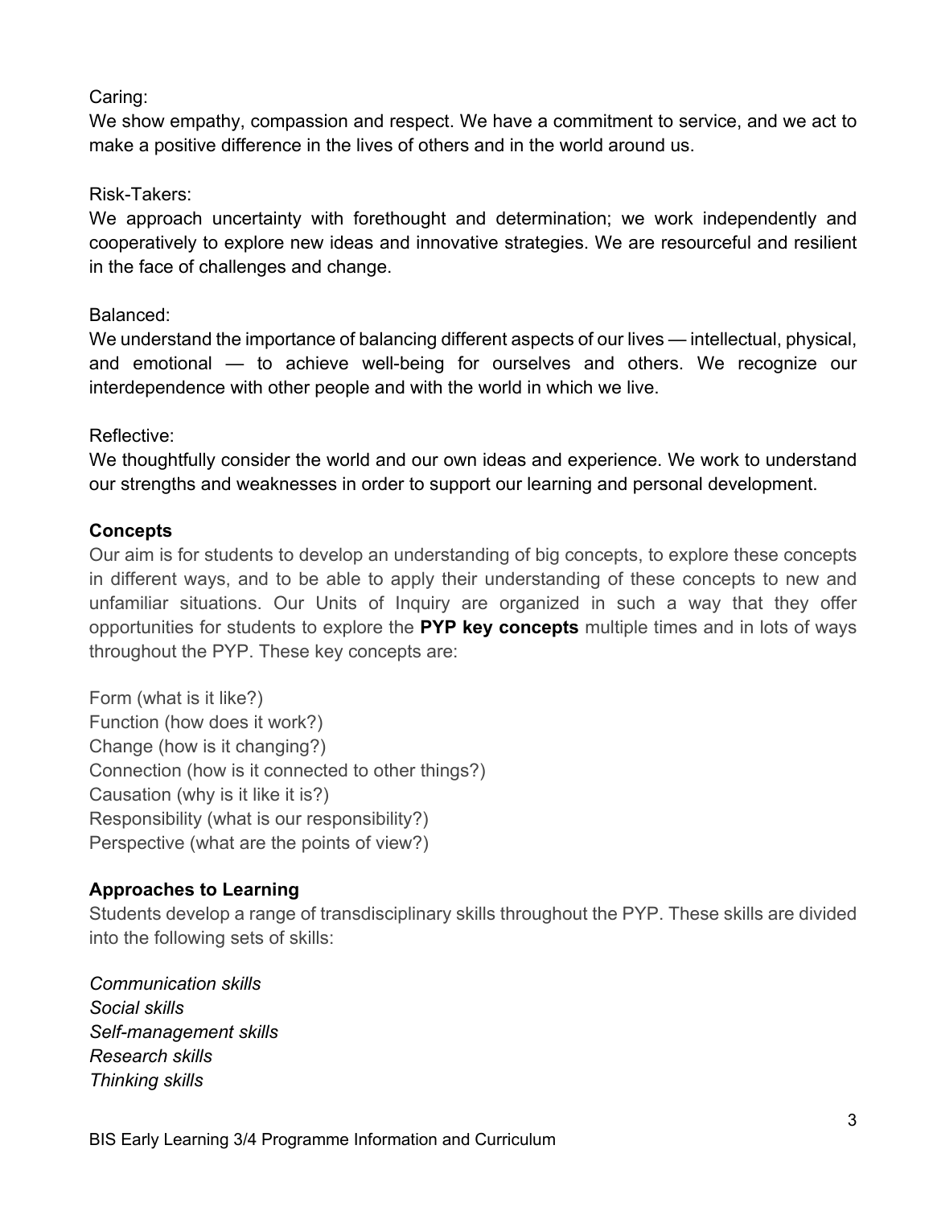Caring:
We show empathy, compassion and respect. We have a commitment to service, and we act to make a positive difference in the lives of others and in the world around us.

Risk-Takers:
We approach uncertainty with forethought and determination; we work independently and cooperatively to explore new ideas and innovative strategies. We are resourceful and resilient in the face of challenges and change.

Balanced:
We understand the importance of balancing different aspects of our lives — intellectual, physical, and emotional — to achieve well-being for ourselves and others. We recognize our interdependence with other people and with the world in which we live.

Reflective:
We thoughtfully consider the world and our own ideas and experience. We work to understand our strengths and weaknesses in order to support our learning and personal development.

**Concepts**

Our aim is for students to develop an understanding of big concepts, to explore these concepts in different ways, and to be able to apply their understanding of these concepts to new and unfamiliar situations. Our Units of Inquiry are organized in such a way that they offer opportunities for students to explore the **PYP key concepts** multiple times and in lots of ways throughout the PYP. These key concepts are:

Form (what is it like?)
Function (how does it work?)
Change (how is it changing?)
Connection (how is it connected to other things?)
Causation (why is it like it is?)
Responsibility (what is our responsibility?)
Perspective (what are the points of view?)

**Approaches to Learning**

Students develop a range of transdisciplinary skills throughout the PYP. These skills are divided into the following sets of skills:

*Communication skills*
*Social skills*
*Self-management skills*
*Research skills*
*Thinking skills*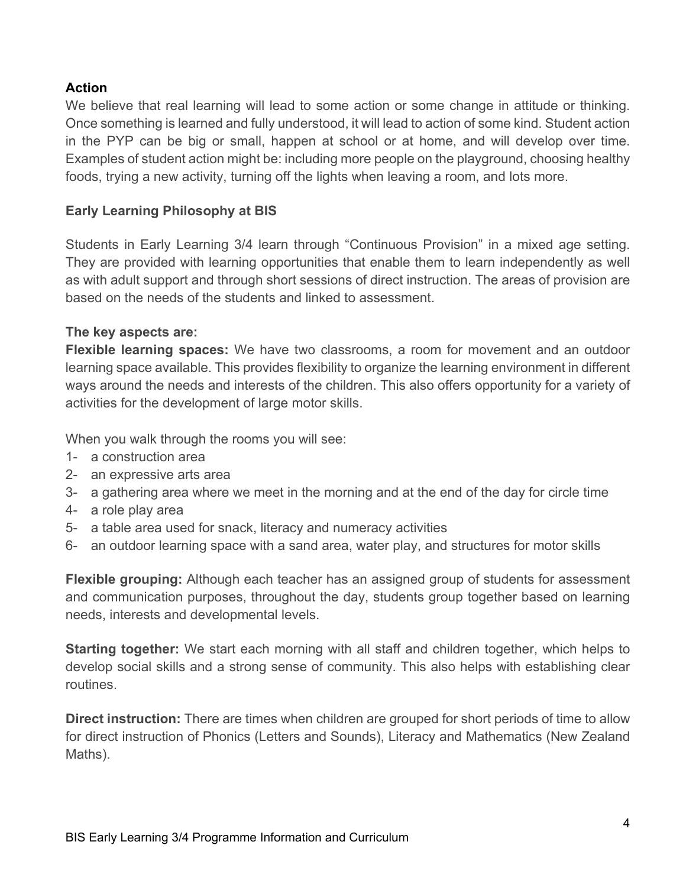**Action**

We believe that real learning will lead to some action or some change in attitude or thinking. Once something is learned and fully understood, it will lead to action of some kind. Student action in the PYP can be big or small, happen at school or at home, and will develop over time. Examples of student action might be: including more people on the playground, choosing healthy foods, trying a new activity, turning off the lights when leaving a room, and lots more.

**Early Learning Philosophy at BIS**

Students in Early Learning 3/4 learn through "Continuous Provision" in a mixed age setting. They are provided with learning opportunities that enable them to learn independently as well as with adult support and through short sessions of direct instruction. The areas of provision are based on the needs of the students and linked to assessment.

**The key aspects are:**

**Flexible learning spaces:** We have two classrooms, a room for movement and an outdoor learning space available. This provides flexibility to organize the learning environment in different ways around the needs and interests of the children. This also offers opportunity for a variety of activities for the development of large motor skills.

When you walk through the rooms you will see:

1- a construction area
2- an expressive arts area
3- a gathering area where we meet in the morning and at the end of the day for circle time
4- a role play area
5- a table area used for snack, literacy and numeracy activities
6- an outdoor learning space with a sand area, water play, and structures for motor skills

**Flexible grouping:** Although each teacher has an assigned group of students for assessment and communication purposes, throughout the day, students group together based on learning needs, interests and developmental levels.

**Starting together:** We start each morning with all staff and children together, which helps to develop social skills and a strong sense of community. This also helps with establishing clear routines.

**Direct instruction:** There are times when children are grouped for short periods of time to allow for direct instruction of Phonics (Letters and Sounds), Literacy and Mathematics (New Zealand Maths).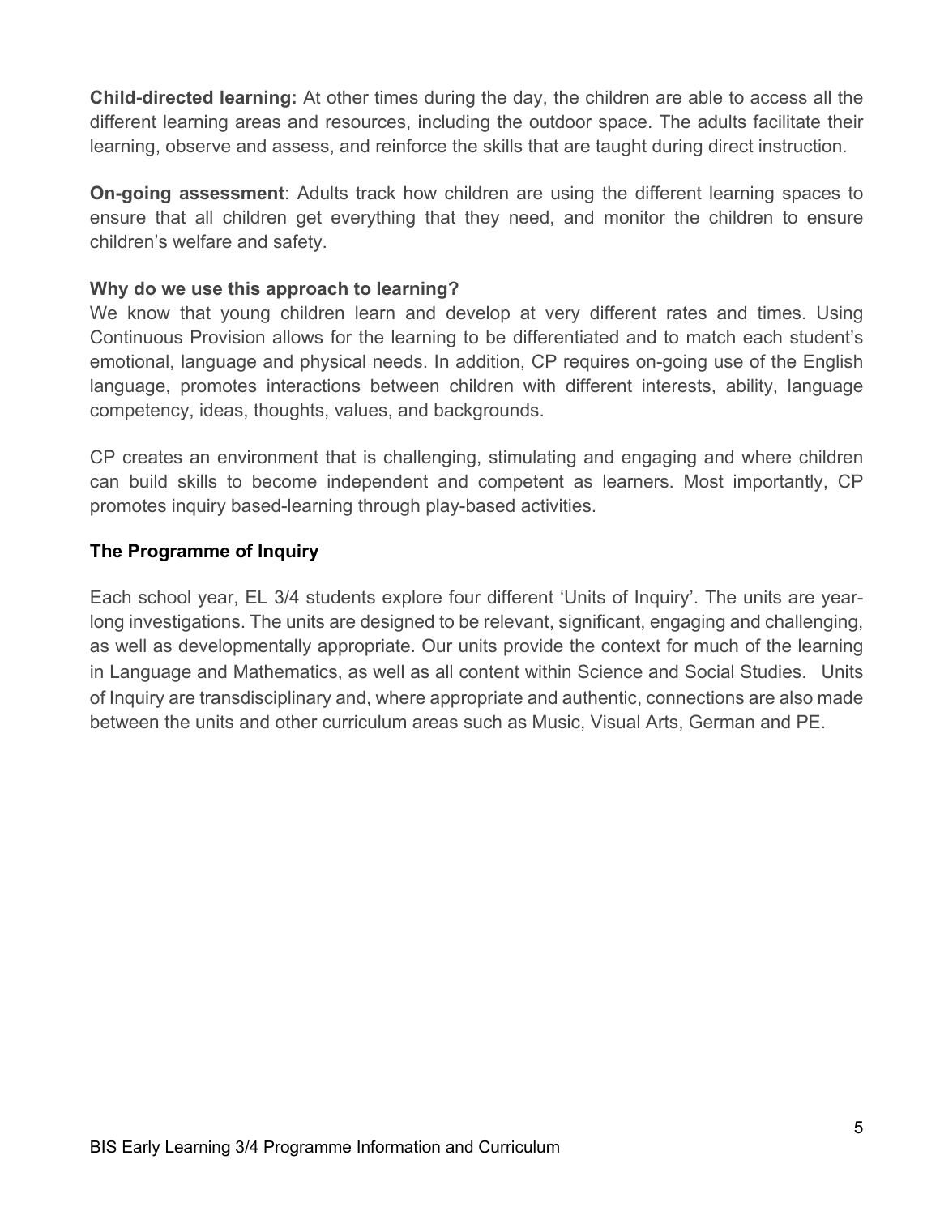**Child-directed learning:** At other times during the day, the children are able to access all the different learning areas and resources, including the outdoor space. The adults facilitate their learning, observe and assess, and reinforce the skills that are taught during direct instruction.

**On-going assessment**: Adults track how children are using the different learning spaces to ensure that all children get everything that they need, and monitor the children to ensure children's welfare and safety.

**Why do we use this approach to learning?**

We know that young children learn and develop at very different rates and times. Using Continuous Provision allows for the learning to be differentiated and to match each student's emotional, language and physical needs. In addition, CP requires on-going use of the English language, promotes interactions between children with different interests, ability, language competency, ideas, thoughts, values, and backgrounds.

CP creates an environment that is challenging, stimulating and engaging and where children can build skills to become independent and competent as learners. Most importantly, CP promotes inquiry based-learning through play-based activities.

### The Programme of Inquiry

Each school year, EL 3/4 students explore four different 'Units of Inquiry'. The units are year-long investigations. The units are designed to be relevant, significant, engaging and challenging, as well as developmentally appropriate. Our units provide the context for much of the learning in Language and Mathematics, as well as all content within Science and Social Studies. Units of Inquiry are transdisciplinary and, where appropriate and authentic, connections are also made between the units and other curriculum areas such as Music, Visual Arts, German and PE.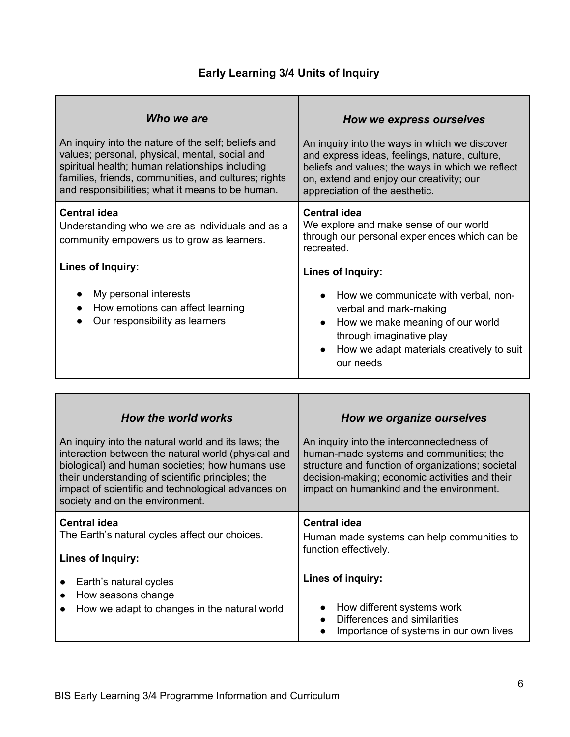## Early Learning 3/4 Units of Inquiry

| *Who we are* | *How we express ourselves* |
|---|---|
| An inquiry into the nature of the self; beliefs and values; personal, physical, mental, social and spiritual health; human relationships including families, friends, communities, and cultures; rights and responsibilities; what it means to be human. | An inquiry into the ways in which we discover and express ideas, feelings, nature, culture, beliefs and values; the ways in which we reflect on, extend and enjoy our creativity; our appreciation of the aesthetic. |
| **Central idea**<br>Understanding who we are as individuals and as a community empowers us to grow as learners.<br><br>**Lines of Inquiry:**<br>● My personal interests<br>● How emotions can affect learning<br>● Our responsibility as learners | **Central idea**<br>We explore and make sense of our world through our personal experiences which can be recreated.<br><br>**Lines of Inquiry:**<br>● How we communicate with verbal, non-verbal and mark-making<br>● How we make meaning of our world through imaginative play<br>● How we adapt materials creatively to suit our needs |

| *How the world works* | *How we organize ourselves* |
|---|---|
| An inquiry into the natural world and its laws; the interaction between the natural world (physical and biological) and human societies; how humans use their understanding of scientific principles; the impact of scientific and technological advances on society and on the environment. | An inquiry into the interconnectedness of human-made systems and communities; the structure and function of organizations; societal decision-making; economic activities and their impact on humankind and the environment. |
| **Central idea**<br>The Earth's natural cycles affect our choices.<br><br>**Lines of Inquiry:**<br>● Earth's natural cycles<br>● How seasons change<br>● How we adapt to changes in the natural world | **Central idea**<br>Human made systems can help communities to function effectively.<br><br>**Lines of inquiry:**<br>● How different systems work<br>● Differences and similarities<br>● Importance of systems in our own lives |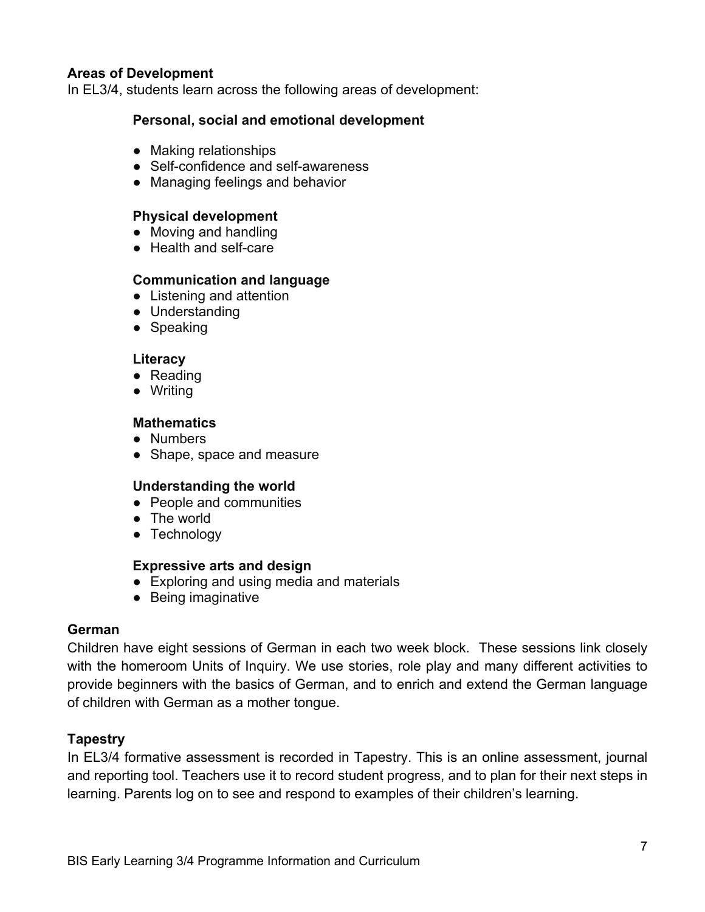## Areas of Development

In EL3/4, students learn across the following areas of development:

### Personal, social and emotional development

- Making relationships
- Self-confidence and self-awareness
- Managing feelings and behavior

### Physical development

- Moving and handling
- Health and self-care

### Communication and language

- Listening and attention
- Understanding
- Speaking

### Literacy

- Reading
- Writing

### Mathematics

- Numbers
- Shape, space and measure

### Understanding the world

- People and communities
- The world
- Technology

### Expressive arts and design

- Exploring and using media and materials
- Being imaginative

## German

Children have eight sessions of German in each two week block. These sessions link closely with the homeroom Units of Inquiry. We use stories, role play and many different activities to provide beginners with the basics of German, and to enrich and extend the German language of children with German as a mother tongue.

## Tapestry

In EL3/4 formative assessment is recorded in Tapestry. This is an online assessment, journal and reporting tool. Teachers use it to record student progress, and to plan for their next steps in learning. Parents log on to see and respond to examples of their children's learning.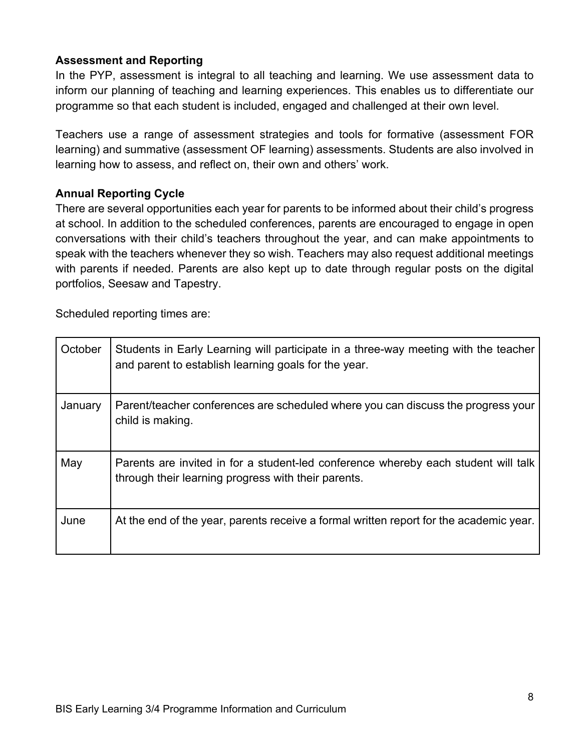**Assessment and Reporting**

In the PYP, assessment is integral to all teaching and learning. We use assessment data to inform our planning of teaching and learning experiences. This enables us to differentiate our programme so that each student is included, engaged and challenged at their own level.

Teachers use a range of assessment strategies and tools for formative (assessment FOR learning) and summative (assessment OF learning) assessments. Students are also involved in learning how to assess, and reflect on, their own and others' work.

**Annual Reporting Cycle**

There are several opportunities each year for parents to be informed about their child's progress at school. In addition to the scheduled conferences, parents are encouraged to engage in open conversations with their child's teachers throughout the year, and can make appointments to speak with the teachers whenever they so wish. Teachers may also request additional meetings with parents if needed. Parents are also kept up to date through regular posts on the digital portfolios, Seesaw and Tapestry.

Scheduled reporting times are:

| | |
|---|---|
| October | Students in Early Learning will participate in a three-way meeting with the teacher and parent to establish learning goals for the year. |
| January | Parent/teacher conferences are scheduled where you can discuss the progress your child is making. |
| May | Parents are invited in for a student-led conference whereby each student will talk through their learning progress with their parents. |
| June | At the end of the year, parents receive a formal written report for the academic year. |